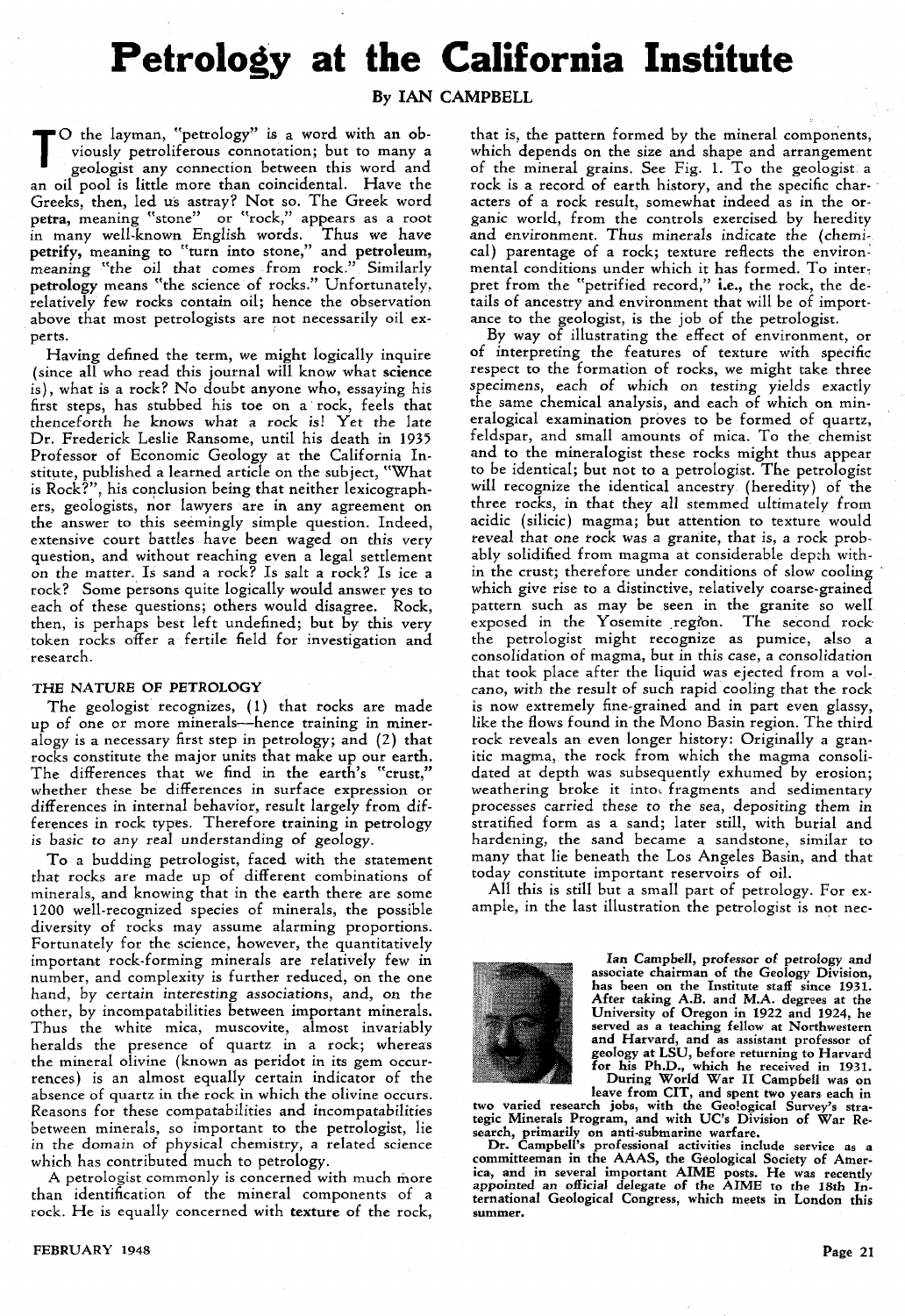# Petrology at the California Institute

By IAN CAMPBELL

TO the layman, "petrology" is a word with an obviously petroliferous connotation; but to many a geologist any connection between this word and an oil pool is little more than coincidental. Have the Greeks, then, led us astray? Not so. The Greek word **petra**, meaning "stone" or "rock," appears as a root in many well-known English words. Thus we have **petrify**, meaning to "turn into stone," and **petroleum**, meaning "the oil that comes from rock." Similarly **petrology** means "the science of rocks." Unfortunately, relatively few rocks contain oil; hence the observation above that most petrologists are not necessarily oil experts.

Having defined the term, we might logically inquire (since all who read this journal will know what **science** is), what is a rock? No doubt anyone who, essaying his first steps, has stubbed his toe on a rock, feels that thenceforth *he* knows what a rock is! Yet the late Dr. Frederick Leslie Ransome, until his death in 1935 Professor of Economic Geology at the California Institute, published a learned article on the subject, "What is Rock?", his conclusion being that neither lexicographers, geologists, nor lawyers are in any agreement on the answer to this seemingly simple question. Indeed, extensive court battles have been waged on this very question, and without reaching even a legal settlement on the matter. Is sand a rock? Is salt a rock? Is ice a rock? Some persons quite logically would answer yes to each of these questions; others would disagree. Rock, then, is perhaps best left undefined; but by this very token rocks offer a fertile field for investigation and research.

## THE NATURE OF PETROLOGY

The geologist recognizes, (1) that rocks are made up of one or more minerals—hence training in mineralogy is a necessary first step in petrology; and (2) that rocks constitute the major units that make up our earth. The differences that we find in the earth's "crust," whether these be differences in surface expression or differences in internal behavior, result largely from differences in rock types. Therefore training in petrology *is basic to any real understanding of geology.*

To a budding petrologist, faced with the statement that rocks are made up of different combinations of minerals, and knowing that in the earth there are some 1200 well-recognized species of minerals, the possible diversity of rocks may assume alarming proportions. Fortunately for the science, however, the quantitatively important rock-forming minerals are relatively few in number, and complexity is further reduced, on the one hand, by *certain interesting associations*, and, on the other, by incompatabilities between important minerals. Thus the white mica, muscovite, almost invariably heralds the presence of quartz in a rock; whereas the mineral olivine (known as peridot in its gem occurrences) is an almost equally certain indicator of the absence of quartz in the rock in which the olivine occurs. Reasons for these *compatabilities* and *incompatabilities* between minerals, so important to the petrologist, lie *in the domain of physical chemistry*, a related science which has contributed much to petrology.

A petrologist commonly is concerned with much more than identification of the mineral components of a rock. He is equally concerned with **texture** of the rock, that is, the pattern formed by the mineral components, which depends on the size and shape and arrangement of the mineral grains. See Fig. 1. To the geologist a rock is a record of earth history, and the specific characters of a rock result, somewhat indeed as in the organic world, from the controls exercised by heredity and environment. Thus *minerals indicate the (chemical) parentage of a rock*; texture reflects the environmental conditions under which it has formed. To interpret from the "petrified record," **i.e.**, the rock, the details of ancestry and environment that will be of importance to the geologist, is the job of the petrologist.

By way of illustrating the effect of environment, or of interpreting the features of texture with specific respect to the formation of rocks, we might take three specimens, each of which on testing yields exactly the same chemical analysis, and each of which on mineralogical examination proves to be formed of quartz, feldspar, and small amounts of mica. To the chemist and to the mineralogist these rocks might thus appear to be identical; but not to a petrologist. The petrologist will recognize the identical ancestry (heredity) of the three rocks, in that they all stemmed ultimately from acidic (silicic) magma; but attention to texture would reveal that one rock was a granite, that is, a rock probably solidified from magma at considerable depth within the crust; therefore under conditions of slow cooling which give rise to a distinctive, relatively coarse-grained pattern such as may be seen in the granite so well exposed in the Yosemite region. The second rock the petrologist might recognize as pumice, also a consolidation of magma, but in this case, a *consolidation* that took place after the liquid was ejected from a volcano, with the result of such rapid cooling that the rock is now extremely fine-grained and in part even glassy, like the flows found in the Mono Basin region. The third rock reveals an even longer history: Originally a granitic magma, the rock from which the magma consolidated at depth was subsequently exhumed by erosion; weathering broke it into fragments and *sedimentary processes carried these to the sea, depositing them in stratified form as a sand*; later still, with burial and hardening, the sand became a sandstone, similar to many that lie beneath the Los Angeles Basin, and that today constitute important reservoirs of oil.

All this is still but a small part of petrology. For example, in the last illustration the petrologist is not nec-

**Ian Campbell, professor of petrology and associate chairman of the Geology Division, has been on the Institute staff since 1931. After taking A.B. and M.A. degrees at the University of Oregon in 1922 and 1924, he served as a teaching fellow at Northwestern and Harvard, and as assistant professor of geology at LSU, before returning to Harvard for his Ph.D., which he received in 1931. During World War II Campbell was on leave from CIT, and spent two years each in two varied research jobs, with the Geological Survey's Strategic Minerals Program, and with UC's Division of War Research, primarily on anti-submarine warfare.**

**Dr. Campbell's professional activities include service as a committeeman in the AAAS, the Geological Society of America, and in several important AIME posts. He was recently appointed an official delegate of the AIME to the 18th International Geological Congress, which meets in London this summer.**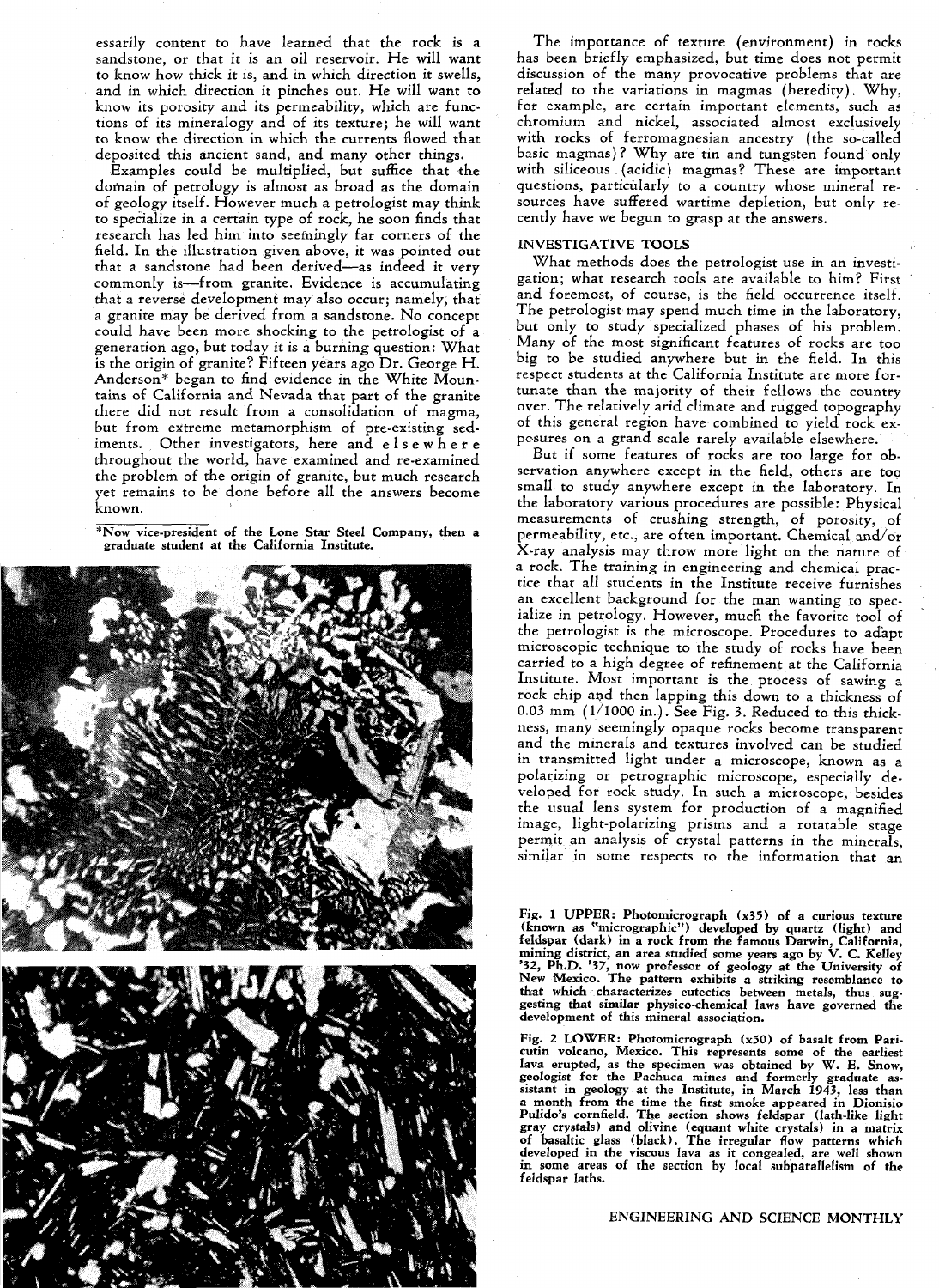essarily content to have learned that the rock is a sandstone, or that it is an oil reservoir. He will want to know how thick it is, and in which direction it swells, and in which direction it pinches out. He will want to know its porosity and its permeability, which are functions of its mineralogy and of its texture; he will want to know the direction in which the currents flowed that deposited this ancient sand, and many other things.

Examples could be multiplied, but suffice that the domain of petrology is almost as broad as the domain of geology itself. However much a petrologist may think to specialize in a certain type of rock, he soon finds that research has led him into seemingly far corners of the field. In the illustration given above, it was pointed out that a sandstone had been derived—as indeed it very commonly is—from granite. Evidence is accumulating that a reverse development may also occur; namely, that a granite may be derived from a sandstone. No concept could have been more shocking to the petrologist of a generation ago, but today it is a burning question: What is the origin of granite? Fifteen years ago Dr. George H. Anderson* began to find evidence in the White Mountains of California and Nevada that part of the granite there did not result from a consolidation of magma, but from extreme metamorphism of pre-existing sediments. Other investigators, here and elsewhere throughout the world, have examined and re-examined the problem of the origin of granite, but much research yet remains to be done before all the answers become known.

*Now vice-president of the Lone Star Steel Company, then a graduate student at the California Institute.

The importance of texture (environment) in rocks has been briefly emphasized, but time does not permit discussion of the many provocative problems that are related to the variations in magmas (heredity). Why, for example, are certain important elements, such as chromium and nickel, associated almost exclusively with rocks of ferromagnesian ancestry (the so-called basic magmas)? Why are tin and tungsten found only with siliceous (acidic) magmas? These are important questions, particularly to a country whose mineral resources have suffered wartime depletion, but only recently have we begun to grasp at the answers.

## INVESTIGATIVE TOOLS

What methods does the petrologist use in an investigation; what research tools are available to him? First and foremost, of course, is the field occurrence itself. The petrologist may spend much time in the laboratory, but only to study specialized phases of his problem. Many of the most significant features of rocks are too big to be studied anywhere but in the field. In this respect students at the California Institute are more fortunate than the majority of their fellows the country over. The relatively arid climate and rugged topography of this general region have combined to yield rock exposures on a grand scale rarely available elsewhere.

But if some features of rocks are too large for observation anywhere except in the field, others are too small to study anywhere except in the laboratory. In the laboratory various procedures are possible: Physical measurements of crushing strength, of porosity, of permeability, etc., are often important. Chemical and/or X-ray analysis may throw more light on the nature of a rock. The training in engineering and chemical practice that all students in the Institute receive furnishes an excellent background for the man wanting to specialize in petrology. However, much the favorite tool of the petrologist is the microscope. Procedures to adapt microscopic technique to the study of rocks have been carried to a high degree of refinement at the California Institute. Most important is the process of sawing a rock chip and then lapping this down to a thickness of 0.03 mm (1/1000 in.). See Fig. 3. Reduced to this thickness, many seemingly opaque rocks become transparent and the minerals and textures involved can be studied in transmitted light under a microscope, known as a polarizing or petrographic microscope, especially developed for rock study. In such a microscope, besides the usual lens system for production of a magnified image, light-polarizing prisms and a rotatable stage permit an analysis of crystal patterns in the minerals, similar in some respects to the information that an

Fig. 1 UPPER: Photomicrograph (x35) of a curious texture (known as "micrographic") developed by quartz (light) and feldspar (dark) in a rock from the famous Darwin, California, mining district, an area studied some years ago by V. C. Kelley '32, Ph.D. '37, now professor of geology at the University of New Mexico. The pattern exhibits a striking resemblance to that which characterizes eutectics between metals, thus suggesting that similar physico-chemical laws have governed the development of this mineral association.

Fig. 2 LOWER: Photomicrograph (x50) of basalt from Paricutin volcano, Mexico. This represents some of the earliest lava erupted, as the specimen was obtained by W. E. Snow, geologist for the Pachuca mines and formerly graduate assistant in geology at the Institute, in March 1943, less than a month from the time the first smoke appeared in Dionisio Pulido's cornfield. The section shows feldspar (lath-like light gray crystals) and olivine (equant white crystals) in a matrix of basaltic glass (black). The irregular flow patterns which developed in the viscous lava as it congealed, are well shown in some areas of the section by local subparallelism of the feldspar laths.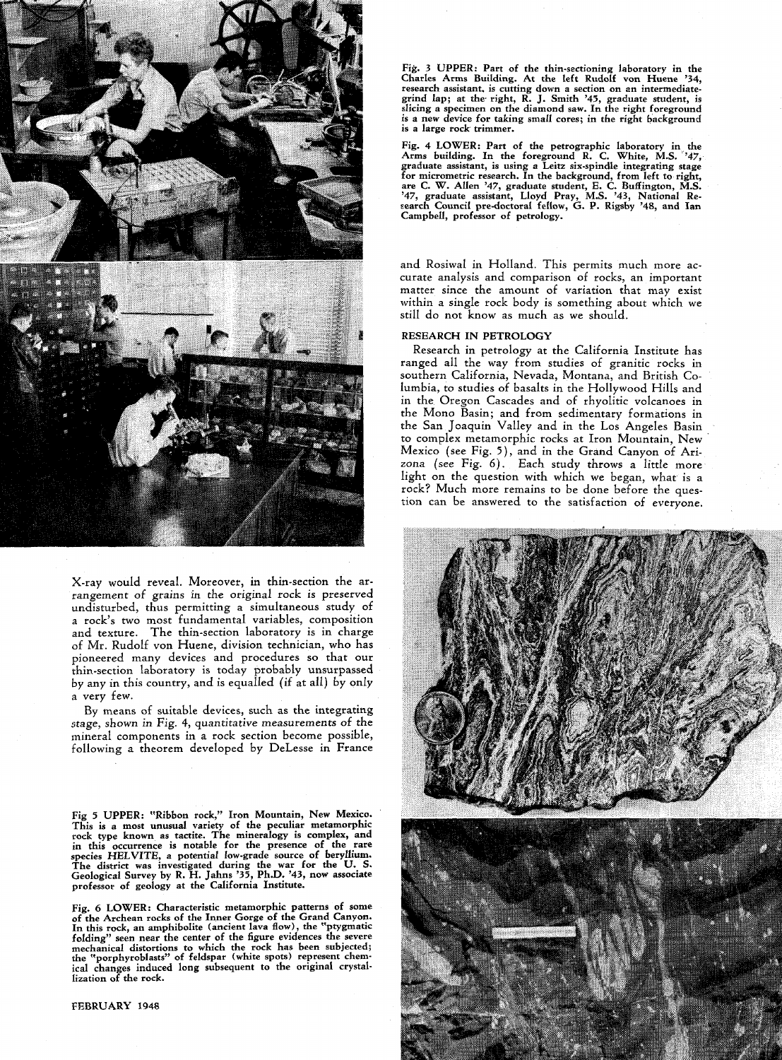Fig. 3 UPPER: Part of the thin-sectioning laboratory in the Charles Arms Building. At the left Rudolf von Huene '34, research assistant, is cutting down a section on an intermediate-grind lap; at the right, R. J. Smith '45, graduate student, is slicing a specimen on the diamond saw. In the right foreground is a new device for taking small cores; in the right background is a large rock trimmer.

Fig. 4 LOWER: Part of the petrographic laboratory in the Arms building. In the foreground R. C. White, M.S. '47, graduate assistant, is using a Leitz six-spindle integrating stage for micrometric research. In the background, from left to right, are C. W. Allen '47, graduate student, E. C. Buffington, M.S. '47, graduate assistant, Lloyd Pray, M.S. '43, National Research Council pre-doctoral fellow, G. P. Rigsby '48, and Ian Campbell, professor of petrology.

X-ray would reveal. Moreover, in thin-section the arrangement of grains in the original rock is preserved undisturbed, thus permitting a simultaneous study of a rock's two most fundamental variables, composition and texture. The thin-section laboratory is in charge of Mr. Rudolf von Huene, division technician, who has pioneered many devices and procedures so that our thin-section laboratory is today probably unsurpassed by any in this country, and is equalled (if at all) by only a very few.

By means of suitable devices, such as the integrating stage, shown in Fig. 4, quantitative measurements of the mineral components in a rock section become possible, following a theorem developed by DeLesse in France and Rosiwal in Holland. This permits much more accurate analysis and comparison of rocks, an important matter since the amount of variation that may exist within a single rock body is something about which we still do not know as much as we should.

## RESEARCH IN PETROLOGY

Research in petrology at the California Institute has ranged all the way from studies of granitic rocks in southern California, Nevada, Montana, and British Columbia, to studies of basalts in the Hollywood Hills and in the Oregon Cascades and of rhyolitic volcanoes in the Mono Basin; and from sedimentary formations in the San Joaquin Valley and in the Los Angeles Basin to complex metamorphic rocks at Iron Mountain, New Mexico (see Fig. 5), and in the Grand Canyon of Arizona (see Fig. 6). Each study throws a little more light on the question with which we began, what is a rock? Much more remains to be done before the question can be answered to the satisfaction of everyone.

Fig 5 UPPER: "Ribbon rock," Iron Mountain, New Mexico. This is a most unusual variety of the peculiar metamorphic rock type known as tactite. The mineralogy is complex, and in this occurrence is notable for the presence of the rare species HELVITE, a potential low-grade source of beryllium. The district was investigated during the war for the U. S. Geological Survey by R. H. Jahns '35, Ph.D. '43, now associate professor of geology at the California Institute.

Fig. 6 LOWER: Characteristic metamorphic patterns of some of the Archean rocks of the Inner Gorge of the Grand Canyon. In this rock, an amphibolite (ancient lava flow), the "ptygmatic folding" seen near the center of the figure evidences the severe mechanical distortions to which the rock has been subjected; the "porphyroblasts" of feldspar (white spots) represent chemical changes induced long subsequent to the original crystallization of the rock.